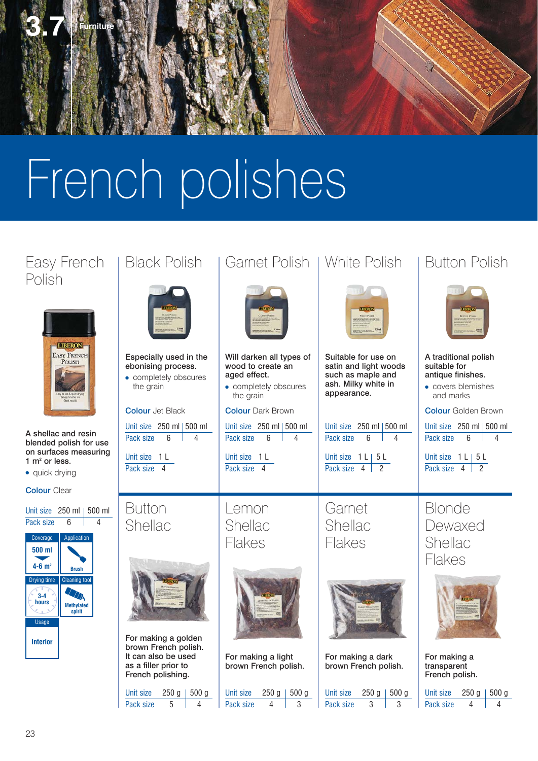# French polishes

## Easy French Polish

A shellac and resin blended polish for use on surfaces measuring 1 m² or less.

- quick drying

**Colour** Clear

| Unit size | 250 ml | 500 ml |
|---|---|---|
| Pack size | 6 | 4 |

| Coverage | Application |
|---|---|
| 500 ml → 4-6 m² | Brush |
| **Drying time** | **Cleaning tool** |
| 3-4 hours | Methylated spirit |
| **Usage** | |
| Interior | |

## Black Polish

**Especially used in the ebonising process.**

- completely obscures the grain

**Colour** Jet Black

| Unit size | 250 ml | 500 ml |
|---|---|---|
| Pack size | 6 | 4 |

| Unit size | 1 L |
|---|---|
| Pack size | 4 |

## Garnet Polish

**Will darken all types of wood to create an aged effect.**

- completely obscures the grain

**Colour** Dark Brown

| Unit size | 250 ml | 500 ml |
|---|---|---|
| Pack size | 6 | 4 |

| Unit size | 1 L |
|---|---|
| Pack size | 4 |

## White Polish

**Suitable for use on satin and light woods such as maple and ash. Milky white in appearance.**

| Unit size | 250 ml | 500 ml |
|---|---|---|
| Pack size | 6 | 4 |

| Unit size | 1 L | 5 L |
|---|---|---|
| Pack size | 4 | 2 |

## Button Polish

**A traditional polish suitable for antique finishes.**

- covers blemishes and marks

**Colour** Golden Brown

| Unit size | 250 ml | 500 ml |
|---|---|---|
| Pack size | 6 | 4 |

| Unit size | 1 L | 5 L |
|---|---|---|
| Pack size | 4 | 2 |

## Button Shellac

**For making a golden brown French polish. It can also be used as a filler prior to French polishing.**

| Unit size | 250 g | 500 g |
|---|---|---|
| Pack size | 5 | 4 |

## Lemon Shellac Flakes

**For making a light brown French polish.**

| Unit size | 250 g | 500 g |
|---|---|---|
| Pack size | 4 | 3 |

## Garnet Shellac Flakes

**For making a dark brown French polish.**

| Unit size | 250 g | 500 g |
|---|---|---|
| Pack size | 3 | 3 |

## Blonde Dewaxed Shellac Flakes

**For making a transparent French polish.**

| Unit size | 250 g | 500 g |
|---|---|---|
| Pack size | 4 | 4 |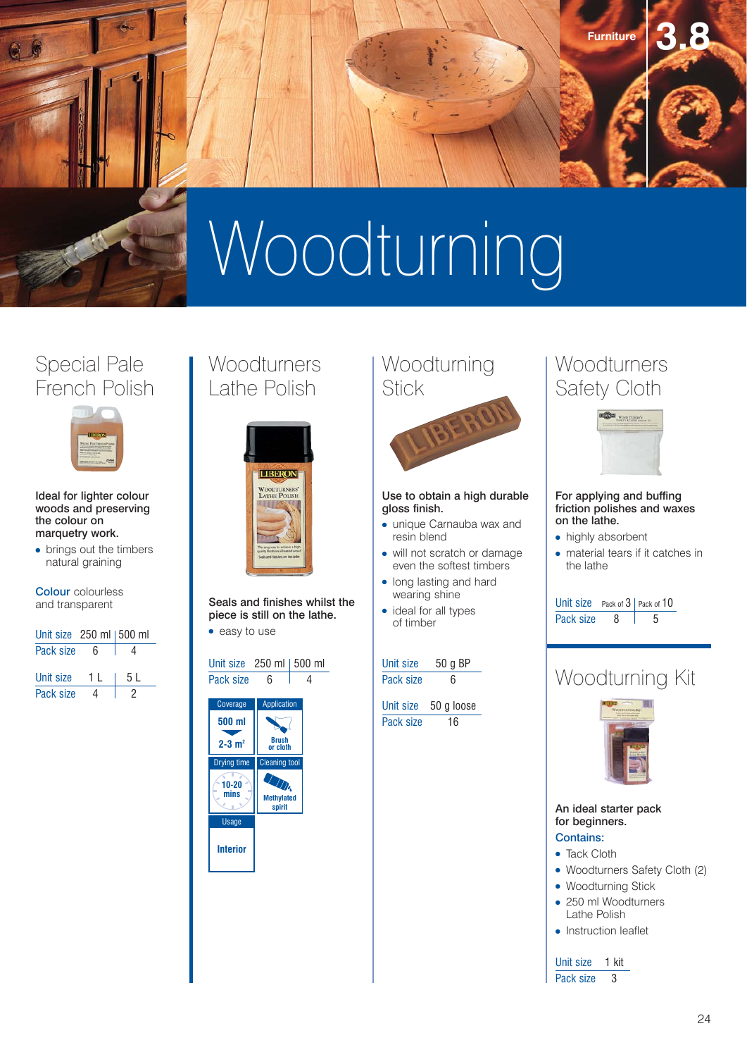Furniture 3.8

# Woodturning

## Special Pale French Polish

**Ideal for lighter colour woods and preserving the colour on marquetry work.**

- brings out the timbers natural graining

Colour colourless and transparent

| Unit size | 250 ml | 500 ml |
|---|---|---|
| Pack size | 6 | 4 |

| Unit size | 1 L | 5 L |
|---|---|---|
| Pack size | 4 | 2 |

## Woodturners Lathe Polish

**Seals and finishes whilst the piece is still on the lathe.**

- easy to use

| Unit size | 250 ml | 500 ml |
|---|---|---|
| Pack size | 6 | 4 |

| Coverage | Application |
|---|---|
| 500 ml / 2-3 $m^2$ | Brush or cloth |

| Drying time | Cleaning tool |
|---|---|
| 10-20 mins | Methylated spirit |

| Usage |
|---|
| Interior |

## Woodturning Stick

**Use to obtain a high durable gloss finish.**

- unique Carnauba wax and resin blend
- will not scratch or damage even the softest timbers
- long lasting and hard wearing shine
- ideal for all types of timber

| Unit size | 50 g BP |
|---|---|
| Pack size | 6 |

| Unit size | 50 g loose |
|---|---|
| Pack size | 16 |

## Woodturners Safety Cloth

**For applying and buffing friction polishes and waxes on the lathe.**

- highly absorbent
- material tears if it catches in the lathe

| Unit size | Pack of 3 | Pack of 10 |
|---|---|---|
| Pack size | 8 | 5 |

## Woodturning Kit

**An ideal starter pack for beginners.**

Contains:

- Tack Cloth
- Woodturners Safety Cloth (2)
- Woodturning Stick
- 250 ml Woodturners Lathe Polish
- Instruction leaflet

| Unit size | 1 kit |
|---|---|
| Pack size | 3 |